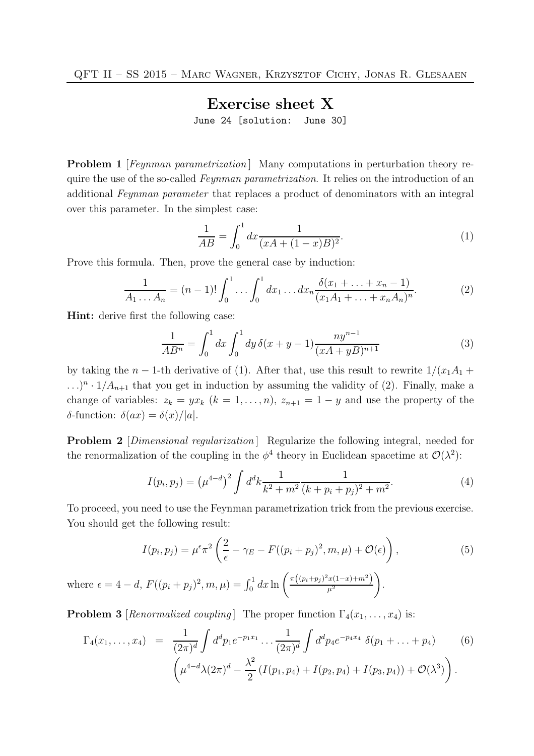# Exercise sheet X

June 24 [solution: June 30]

**Problem 1** [*Feynman parametrization*] Many computations in perturbation theory require the use of the so-called *Feynman parametrization*. It relies on the introduction of an additional *Feynman parameter* that replaces a product of denominators with an integral over this parameter. In the simplest case:

$$\frac{1}{AB} = \int_0^1 dx \frac{1}{(xA + (1-x)B)^2}. \tag{1}$$

Prove this formula. Then, prove the general case by induction:

$$\frac{1}{A_1 \ldots A_n} = (n-1)! \int_0^1 \ldots \int_0^1 dx_1 \ldots dx_n \frac{\delta(x_1 + \ldots + x_n - 1)}{(x_1 A_1 + \ldots + x_n A_n)^n}. \tag{2}$$

**Hint:** derive first the following case:

$$\frac{1}{AB^n} = \int_0^1 dx \int_0^1 dy \, \delta(x + y - 1) \frac{n y^{n-1}}{(xA + yB)^{n+1}} \tag{3}$$

by taking the $n-1$-th derivative of (1). After that, use this result to rewrite $1/(x_1 A_1 + \ldots)^n \cdot 1/A_{n+1}$ that you get in induction by assuming the validity of (2). Finally, make a change of variables: $z_k = y x_k$ ($k = 1, \ldots, n$), $z_{n+1} = 1 - y$ and use the property of the $\delta$-function: $\delta(ax) = \delta(x)/|a|$.

**Problem 2** [*Dimensional regularization*] Regularize the following integral, needed for the renormalization of the coupling in the $\phi^4$ theory in Euclidean spacetime at $\mathcal{O}(\lambda^2)$:

$$I(p_i, p_j) = \left(\mu^{4-d}\right)^2 \int d^d k \frac{1}{k^2 + m^2} \frac{1}{(k + p_i + p_j)^2 + m^2}. \tag{4}$$

To proceed, you need to use the Feynman parametrization trick from the previous exercise. You should get the following result:

$$I(p_i, p_j) = \mu^{\epsilon} \pi^2 \left( \frac{2}{\epsilon} - \gamma_E - F((p_i + p_j)^2, m, \mu) + \mathcal{O}(\epsilon) \right), \tag{5}$$

where $\epsilon = 4 - d$, $F((p_i + p_j)^2, m, \mu) = \int_0^1 dx \ln \left( \frac{\pi\left((p_i + p_j)^2 x(1-x) + m^2\right)}{\mu^2} \right)$.

**Problem 3** [*Renormalized coupling*] The proper function $\Gamma_4(x_1, \ldots, x_4)$ is:

$$\begin{aligned} \Gamma_4(x_1, \ldots, x_4) &= \frac{1}{(2\pi)^d} \int d^d p_1 e^{-p_1 x_1} \ldots \frac{1}{(2\pi)^d} \int d^d p_4 e^{-p_4 x_4} \, \delta(p_1 + \ldots + p_4) \\ &\quad \left( \mu^{4-d} \lambda (2\pi)^d - \frac{\lambda^2}{2} \left( I(p_1, p_4) + I(p_2, p_4) + I(p_3, p_4) \right) + \mathcal{O}(\lambda^3) \right). \end{aligned} \tag{6}$$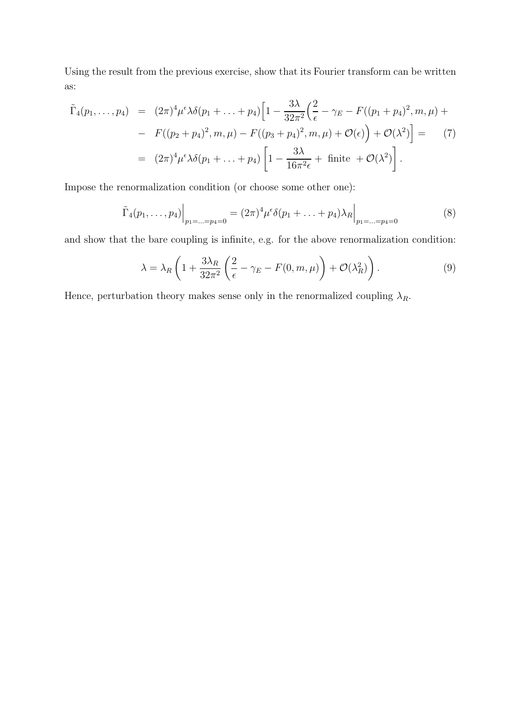Using the result from the previous exercise, show that its Fourier transform can be written as:

$$
\begin{aligned}
\tilde{\Gamma}_4(p_1, \ldots, p_4) &= (2\pi)^4 \mu^\epsilon \lambda \delta(p_1 + \ldots + p_4) \Big[ 1 - \frac{3\lambda}{32\pi^2} \Big( \frac{2}{\epsilon} - \gamma_E - F((p_1 + p_4)^2, m, \mu) + \\
&- F((p_2 + p_4)^2, m, \mu) - F((p_3 + p_4)^2, m, \mu) + \mathcal{O}(\epsilon) \Big) + \mathcal{O}(\lambda^2) \Big] = \qquad (7) \\
&= (2\pi)^4 \mu^\epsilon \lambda \delta(p_1 + \ldots + p_4) \left[ 1 - \frac{3\lambda}{16\pi^2 \epsilon} + \text{ finite } + \mathcal{O}(\lambda^2) \right].
\end{aligned}
$$

Impose the renormalization condition (or choose some other one):

$$
\tilde{\Gamma}_4(p_1, \ldots, p_4) \Big|_{p_1 = \ldots = p_4 = 0} = (2\pi)^4 \mu^\epsilon \delta(p_1 + \ldots + p_4) \lambda_R \Big|_{p_1 = \ldots = p_4 = 0} \qquad (8)
$$

and show that the bare coupling is infinite, e.g. for the above renormalization condition:

$$
\lambda = \lambda_R \left( 1 + \frac{3\lambda_R}{32\pi^2} \left( \frac{2}{\epsilon} - \gamma_E - F(0, m, \mu) \right) + \mathcal{O}(\lambda_R^2) \right). \qquad (9)
$$

Hence, perturbation theory makes sense only in the renormalized coupling $\lambda_R$.